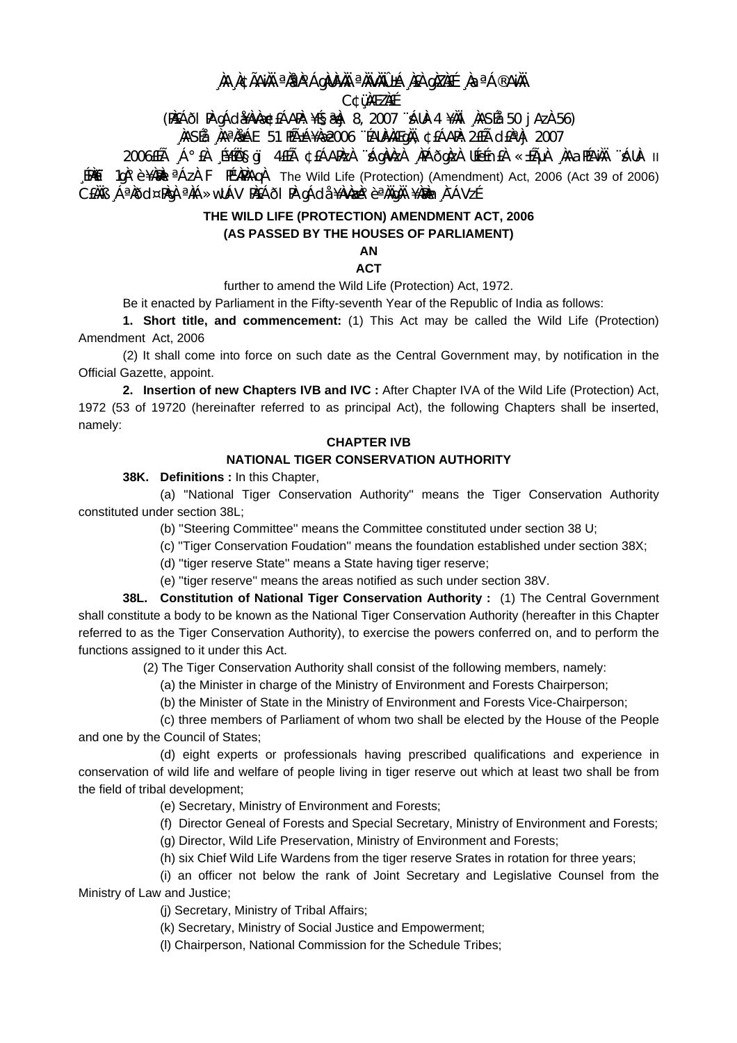¸ÀA¸À¢ÃAiÀÄ ªÀåªÀºÁgÀUÀ¼ÀÄ ªÀÄvÀÄÛ ±Á¸À£À gÀZÀ£É ¸ÀaªÁ®AiÀÄ

C¢ü¸ÀÆZÀ£É

(PÀ£ÁðlPÀ gÁdå¥ÀvÀæ ¢£ÁAPÀ: ¥sÉ§æªÀj 8, 2007 ¨sÁUÀ-4 ¥ÀÄl ¸ÀASÉå 50 jAzÀ 56)

¸ÀASÉå ¸ÀAªÀå±ÁE 51 PÉÃ±Á¥Àæ 2006 ¨ÉAUÀ¼ÀÆgÀÄ, ¢£ÁAPÀ: 2£Éà d£ÀªÀj 2007

2006£ÉÃ ¸Á°£À ¸É¥ÉÖA§gï 4£ÉÃ ¢£ÁAPÀzÀ ¨sÁgÀvÀzÀ ¸ÀPÁðgÀzÀ UÉeÉmï£À «±ÉõÀ ¸ÀAaPÉAiÀÄ ¨sÁUÀ II ¸ÉPÀë£ï 1gÀ°è ¥ÀæPÀl¥ÀqÀ¸À¯ÁzÀ F PɼÀPÀAqÀ The Wild Life (Protection) (Amendment) Act, 2006 (Act 39 of 2006) C£ÀÄß ¸ÁªÀðd¤PÀgÀ ªÀiÁ»wUÁV PÀ£ÁðlPÀ gÁdå¥ÀvÀæzÀ°è ªÀÄgÀÄ ¥ÀæPÀn¸À¯ÁVzÉ

**THE WILD LIFE (PROTECTION) AMENDMENT ACT, 2006**

**(AS PASSED BY THE HOUSES OF PARLIAMENT)**

**AN**

**ACT**

further to amend the Wild Life (Protection) Act, 1972.

Be it enacted by Parliament in the Fifty-seventh Year of the Republic of India as follows:

**1. Short title, and commencement:** (1) This Act may be called the Wild Life (Protection) Amendment Act, 2006

(2) It shall come into force on such date as the Central Government may, by notification in the Official Gazette, appoint.

**2. Insertion of new Chapters IVB and IVC :** After Chapter IVA of the Wild Life (Protection) Act, 1972 (53 of 19720 (hereinafter referred to as principal Act), the following Chapters shall be inserted, namely:

**CHAPTER IVB**

**NATIONAL TIGER CONSERVATION AUTHORITY**

**38K. Definitions :** In this Chapter,

(a) "National Tiger Conservation Authority" means the Tiger Conservation Authority constituted under section 38L;

(b) "Steering Committee" means the Committee constituted under section 38 U;

(c) "Tiger Conservation Foudation" means the foundation established under section 38X;

(d) "tiger reserve State" means a State having tiger reserve;

(e) "tiger reserve" means the areas notified as such under section 38V.

**38L. Constitution of National Tiger Conservation Authority :** (1) The Central Government shall constitute a body to be known as the National Tiger Conservation Authority (hereafter in this Chapter referred to as the Tiger Conservation Authority), to exercise the powers conferred on, and to perform the functions assigned to it under this Act.

(2) The Tiger Conservation Authority shall consist of the following members, namely:

(a) the Minister in charge of the Ministry of Environment and Forests Chairperson;

(b) the Minister of State in the Ministry of Environment and Forests Vice-Chairperson;

(c) three members of Parliament of whom two shall be elected by the House of the People and one by the Council of States;

(d) eight experts or professionals having prescribed qualifications and experience in conservation of wild life and welfare of people living in tiger reserve out which at least two shall be from the field of tribal development;

(e) Secretary, Ministry of Environment and Forests;

(f) Director Geneal of Forests and Special Secretary, Ministry of Environment and Forests;

(g) Director, Wild Life Preservation, Ministry of Environment and Forests;

(h) six Chief Wild Life Wardens from the tiger reserve Srates in rotation for three years;

(i) an officer not below the rank of Joint Secretary and Legislative Counsel from the Ministry of Law and Justice;

(j) Secretary, Ministry of Tribal Affairs;

(k) Secretary, Ministry of Social Justice and Empowerment;

(l) Chairperson, National Commission for the Schedule Tribes;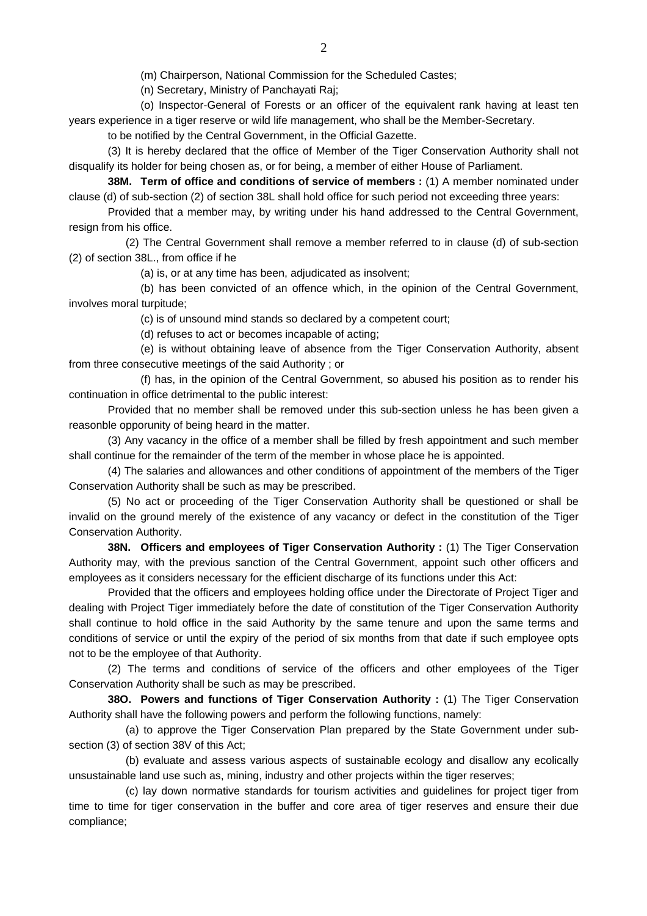(m) Chairperson, National Commission for the Scheduled Castes;

(n) Secretary, Ministry of Panchayati Raj;

(o) Inspector-General of Forests or an officer of the equivalent rank having at least ten years experience in a tiger reserve or wild life management, who shall be the Member-Secretary.

to be notified by the Central Government, in the Official Gazette.

(3) It is hereby declared that the office of Member of the Tiger Conservation Authority shall not disqualify its holder for being chosen as, or for being, a member of either House of Parliament.

**38M. Term of office and conditions of service of members :** (1) A member nominated under clause (d) of sub-section (2) of section 38L shall hold office for such period not exceeding three years:

Provided that a member may, by writing under his hand addressed to the Central Government, resign from his office.

(2) The Central Government shall remove a member referred to in clause (d) of sub-section (2) of section 38L., from office if he

(a) is, or at any time has been, adjudicated as insolvent;

(b) has been convicted of an offence which, in the opinion of the Central Government, involves moral turpitude;

(c) is of unsound mind stands so declared by a competent court;

(d) refuses to act or becomes incapable of acting;

(e) is without obtaining leave of absence from the Tiger Conservation Authority, absent from three consecutive meetings of the said Authority ; or

(f) has, in the opinion of the Central Government, so abused his position as to render his continuation in office detrimental to the public interest:

Provided that no member shall be removed under this sub-section unless he has been given a reasonble opporunity of being heard in the matter.

(3) Any vacancy in the office of a member shall be filled by fresh appointment and such member shall continue for the remainder of the term of the member in whose place he is appointed.

(4) The salaries and allowances and other conditions of appointment of the members of the Tiger Conservation Authority shall be such as may be prescribed.

(5) No act or proceeding of the Tiger Conservation Authority shall be questioned or shall be invalid on the ground merely of the existence of any vacancy or defect in the constitution of the Tiger Conservation Authority.

**38N. Officers and employees of Tiger Conservation Authority :** (1) The Tiger Conservation Authority may, with the previous sanction of the Central Government, appoint such other officers and employees as it considers necessary for the efficient discharge of its functions under this Act:

Provided that the officers and employees holding office under the Directorate of Project Tiger and dealing with Project Tiger immediately before the date of constitution of the Tiger Conservation Authority shall continue to hold office in the said Authority by the same tenure and upon the same terms and conditions of service or until the expiry of the period of six months from that date if such employee opts not to be the employee of that Authority.

(2) The terms and conditions of service of the officers and other employees of the Tiger Conservation Authority shall be such as may be prescribed.

**38O. Powers and functions of Tiger Conservation Authority :** (1) The Tiger Conservation Authority shall have the following powers and perform the following functions, namely:

(a) to approve the Tiger Conservation Plan prepared by the State Government under sub-section (3) of section 38V of this Act;

(b) evaluate and assess various aspects of sustainable ecology and disallow any ecolically unsustainable land use such as, mining, industry and other projects within the tiger reserves;

(c) lay down normative standards for tourism activities and guidelines for project tiger from time to time for tiger conservation in the buffer and core area of tiger reserves and ensure their due compliance;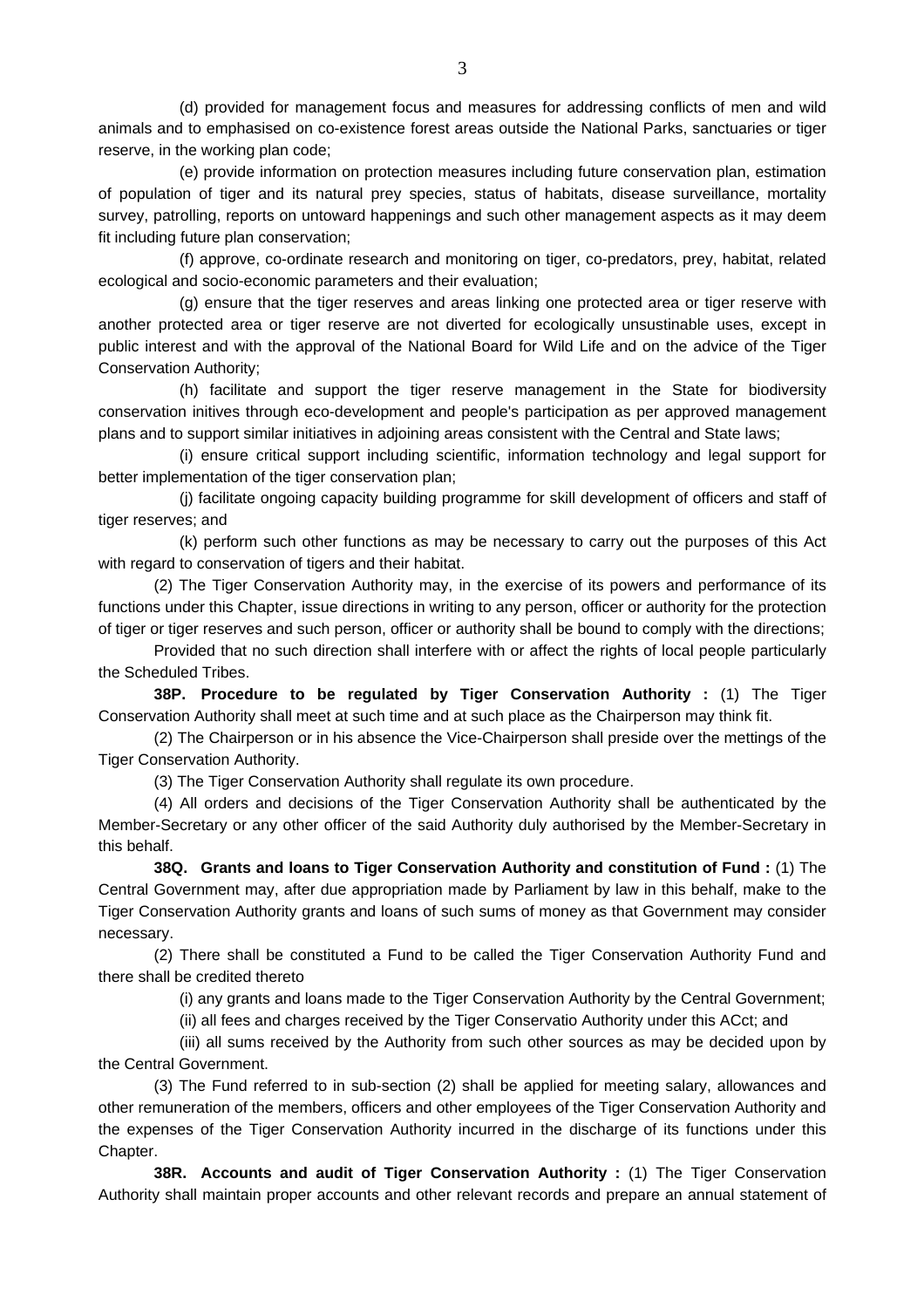(d) provided for management focus and measures for addressing conflicts of men and wild animals and to emphasised on co-existence forest areas outside the National Parks, sanctuaries or tiger reserve, in the working plan code;

(e) provide information on protection measures including future conservation plan, estimation of population of tiger and its natural prey species, status of habitats, disease surveillance, mortality survey, patrolling, reports on untoward happenings and such other management aspects as it may deem fit including future plan conservation;

(f) approve, co-ordinate research and monitoring on tiger, co-predators, prey, habitat, related ecological and socio-economic parameters and their evaluation;

(g) ensure that the tiger reserves and areas linking one protected area or tiger reserve with another protected area or tiger reserve are not diverted for ecologically unsustinable uses, except in public interest and with the approval of the National Board for Wild Life and on the advice of the Tiger Conservation Authority;

(h) facilitate and support the tiger reserve management in the State for biodiversity conservation initives through eco-development and people's participation as per approved management plans and to support similar initiatives in adjoining areas consistent with the Central and State laws;

(i) ensure critical support including scientific, information technology and legal support for better implementation of the tiger conservation plan;

(j) facilitate ongoing capacity building programme for skill development of officers and staff of tiger reserves; and

(k) perform such other functions as may be necessary to carry out the purposes of this Act with regard to conservation of tigers and their habitat.

(2) The Tiger Conservation Authority may, in the exercise of its powers and performance of its functions under this Chapter, issue directions in writing to any person, officer or authority for the protection of tiger or tiger reserves and such person, officer or authority shall be bound to comply with the directions;

Provided that no such direction shall interfere with or affect the rights of local people particularly the Scheduled Tribes.

**38P. Procedure to be regulated by Tiger Conservation Authority :** (1) The Tiger Conservation Authority shall meet at such time and at such place as the Chairperson may think fit.

(2) The Chairperson or in his absence the Vice-Chairperson shall preside over the mettings of the Tiger Conservation Authority.

(3) The Tiger Conservation Authority shall regulate its own procedure.

(4) All orders and decisions of the Tiger Conservation Authority shall be authenticated by the Member-Secretary or any other officer of the said Authority duly authorised by the Member-Secretary in this behalf.

**38Q. Grants and loans to Tiger Conservation Authority and constitution of Fund :** (1) The Central Government may, after due appropriation made by Parliament by law in this behalf, make to the Tiger Conservation Authority grants and loans of such sums of money as that Government may consider necessary.

(2) There shall be constituted a Fund to be called the Tiger Conservation Authority Fund and there shall be credited thereto

(i) any grants and loans made to the Tiger Conservation Authority by the Central Government;

(ii) all fees and charges received by the Tiger Conservatio Authority under this ACct; and

(iii) all sums received by the Authority from such other sources as may be decided upon by the Central Government.

(3) The Fund referred to in sub-section (2) shall be applied for meeting salary, allowances and other remuneration of the members, officers and other employees of the Tiger Conservation Authority and the expenses of the Tiger Conservation Authority incurred in the discharge of its functions under this Chapter.

**38R. Accounts and audit of Tiger Conservation Authority :** (1) The Tiger Conservation Authority shall maintain proper accounts and other relevant records and prepare an annual statement of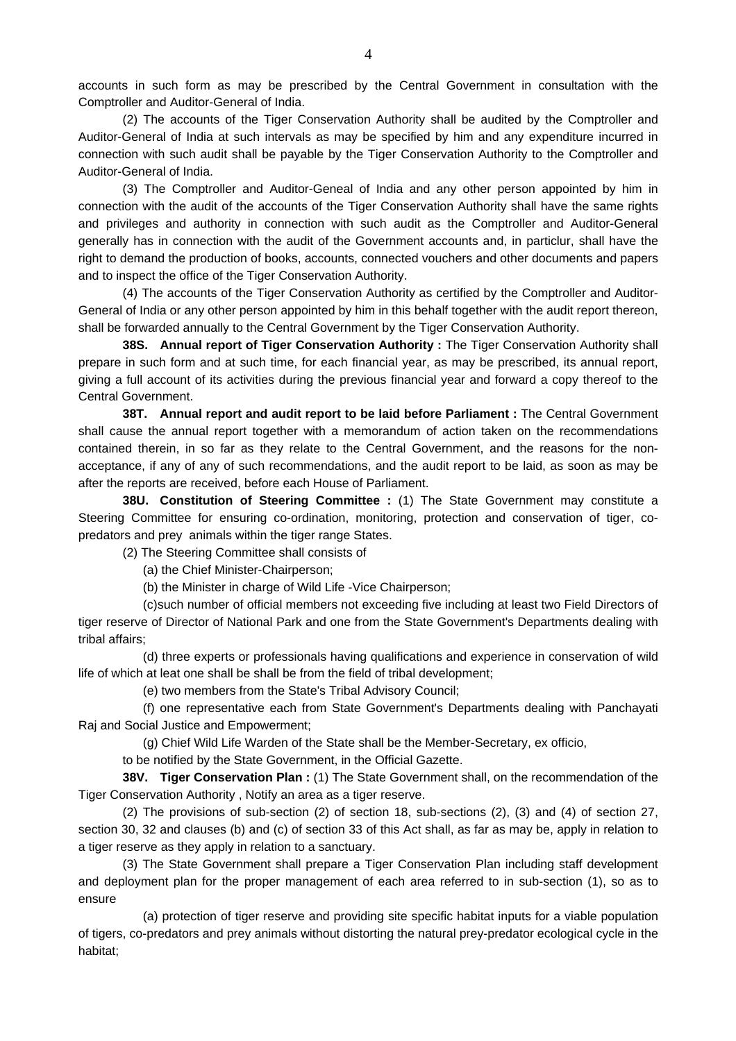accounts in such form as may be prescribed by the Central Government in consultation with the Comptroller and Auditor-General of India.

(2) The accounts of the Tiger Conservation Authority shall be audited by the Comptroller and Auditor-General of India at such intervals as may be specified by him and any expenditure incurred in connection with such audit shall be payable by the Tiger Conservation Authority to the Comptroller and Auditor-General of India.

(3) The Comptroller and Auditor-Geneal of India and any other person appointed by him in connection with the audit of the accounts of the Tiger Conservation Authority shall have the same rights and privileges and authority in connection with such audit as the Comptroller and Auditor-General generally has in connection with the audit of the Government accounts and, in particlur, shall have the right to demand the production of books, accounts, connected vouchers and other documents and papers and to inspect the office of the Tiger Conservation Authority.

(4) The accounts of the Tiger Conservation Authority as certified by the Comptroller and Auditor-General of India or any other person appointed by him in this behalf together with the audit report thereon, shall be forwarded annually to the Central Government by the Tiger Conservation Authority.

**38S. Annual report of Tiger Conservation Authority :** The Tiger Conservation Authority shall prepare in such form and at such time, for each financial year, as may be prescribed, its annual report, giving a full account of its activities during the previous financial year and forward a copy thereof to the Central Government.

**38T. Annual report and audit report to be laid before Parliament :** The Central Government shall cause the annual report together with a memorandum of action taken on the recommendations contained therein, in so far as they relate to the Central Government, and the reasons for the non-acceptance, if any of any of such recommendations, and the audit report to be laid, as soon as may be after the reports are received, before each House of Parliament.

**38U. Constitution of Steering Committee :** (1) The State Government may constitute a Steering Committee for ensuring co-ordination, monitoring, protection and conservation of tiger, co-predators and prey animals within the tiger range States.

(2) The Steering Committee shall consists of

(a) the Chief Minister-Chairperson;

(b) the Minister in charge of Wild Life -Vice Chairperson;

(c)such number of official members not exceeding five including at least two Field Directors of tiger reserve of Director of National Park and one from the State Government's Departments dealing with tribal affairs;

(d) three experts or professionals having qualifications and experience in conservation of wild life of which at leat one shall be shall be from the field of tribal development;

(e) two members from the State's Tribal Advisory Council;

(f) one representative each from State Government's Departments dealing with Panchayati Raj and Social Justice and Empowerment;

(g) Chief Wild Life Warden of the State shall be the Member-Secretary, ex officio,

to be notified by the State Government, in the Official Gazette.

**38V. Tiger Conservation Plan :** (1) The State Government shall, on the recommendation of the Tiger Conservation Authority , Notify an area as a tiger reserve.

(2) The provisions of sub-section (2) of section 18, sub-sections (2), (3) and (4) of section 27, section 30, 32 and clauses (b) and (c) of section 33 of this Act shall, as far as may be, apply in relation to a tiger reserve as they apply in relation to a sanctuary.

(3) The State Government shall prepare a Tiger Conservation Plan including staff development and deployment plan for the proper management of each area referred to in sub-section (1), so as to ensure

(a) protection of tiger reserve and providing site specific habitat inputs for a viable population of tigers, co-predators and prey animals without distorting the natural prey-predator ecological cycle in the habitat;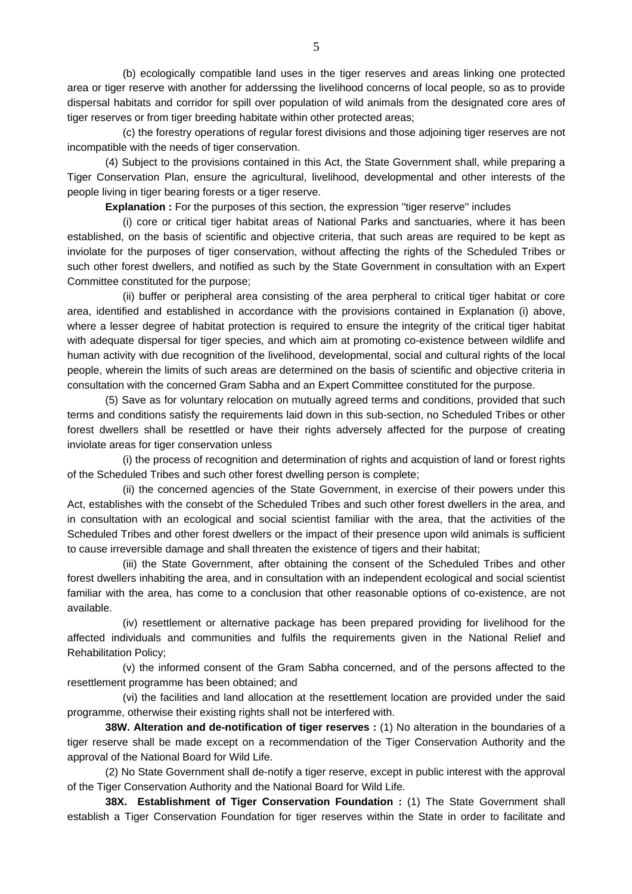(b) ecologically compatible land uses in the tiger reserves and areas linking one protected area or tiger reserve with another for adderssing the livelihood concerns of local people, so as to provide dispersal habitats and corridor for spill over population of wild animals from the designated core ares of tiger reserves or from tiger breeding habitate within other protected areas;

(c) the forestry operations of regular forest divisions and those adjoining tiger reserves are not incompatible with the needs of tiger conservation.

(4) Subject to the provisions contained in this Act, the State Government shall, while preparing a Tiger Conservation Plan, ensure the agricultural, livelihood, developmental and other interests of the people living in tiger bearing forests or a tiger reserve.

**Explanation :** For the purposes of this section, the expression "tiger reserve" includes

(i) core or critical tiger habitat areas of National Parks and sanctuaries, where it has been established, on the basis of scientific and objective criteria, that such areas are required to be kept as inviolate for the purposes of tiger conservation, without affecting the rights of the Scheduled Tribes or such other forest dwellers, and notified as such by the State Government in consultation with an Expert Committee constituted for the purpose;

(ii) buffer or peripheral area consisting of the area perpheral to critical tiger habitat or core area, identified and established in accordance with the provisions contained in Explanation (i) above, where a lesser degree of habitat protection is required to ensure the integrity of the critical tiger habitat with adequate dispersal for tiger species, and which aim at promoting co-existence between wildlife and human activity with due recognition of the livelihood, developmental, social and cultural rights of the local people, wherein the limits of such areas are determined on the basis of scientific and objective criteria in consultation with the concerned Gram Sabha and an Expert Committee constituted for the purpose.

(5) Save as for voluntary relocation on mutually agreed terms and conditions, provided that such terms and conditions satisfy the requirements laid down in this sub-section, no Scheduled Tribes or other forest dwellers shall be resettled or have their rights adversely affected for the purpose of creating inviolate areas for tiger conservation unless

(i) the process of recognition and determination of rights and acquistion of land or forest rights of the Scheduled Tribes and such other forest dwelling person is complete;

(ii) the concerned agencies of the State Government, in exercise of their powers under this Act, establishes with the consebt of the Scheduled Tribes and such other forest dwellers in the area, and in consultation with an ecological and social scientist familiar with the area, that the activities of the Scheduled Tribes and other forest dwellers or the impact of their presence upon wild animals is sufficient to cause irreversible damage and shall threaten the existence of tigers and their habitat;

(iii) the State Government, after obtaining the consent of the Scheduled Tribes and other forest dwellers inhabiting the area, and in consultation with an independent ecological and social scientist familiar with the area, has come to a conclusion that other reasonable options of co-existence, are not available.

(iv) resettlement or alternative package has been prepared providing for livelihood for the affected individuals and communities and fulfils the requirements given in the National Relief and Rehabilitation Policy;

(v) the informed consent of the Gram Sabha concerned, and of the persons affected to the resettlement programme has been obtained; and

(vi) the facilities and land allocation at the resettlement location are provided under the said programme, otherwise their existing rights shall not be interfered with.

**38W. Alteration and de-notification of tiger reserves :** (1) No alteration in the boundaries of a tiger reserve shall be made except on a recommendation of the Tiger Conservation Authority and the approval of the National Board for Wild Life.

(2) No State Government shall de-notify a tiger reserve, except in public interest with the approval of the Tiger Conservation Authority and the National Board for Wild Life.

**38X. Establishment of Tiger Conservation Foundation :** (1) The State Government shall establish a Tiger Conservation Foundation for tiger reserves within the State in order to facilitate and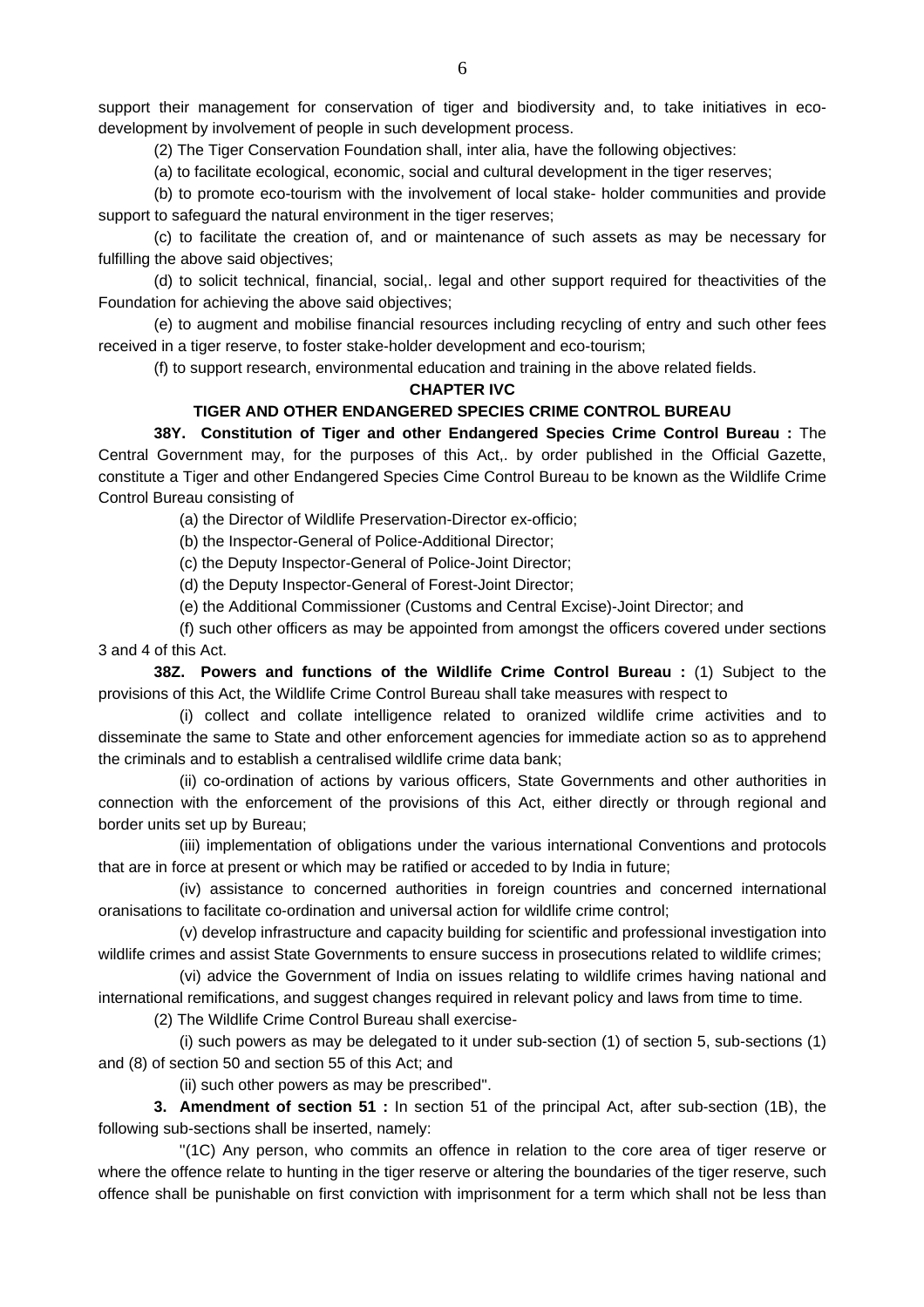support their management for conservation of tiger and biodiversity and, to take initiatives in eco-development by involvement of people in such development process.

(2) The Tiger Conservation Foundation shall, inter alia, have the following objectives:

(a) to facilitate ecological, economic, social and cultural development in the tiger reserves;

(b) to promote eco-tourism with the involvement of local stake- holder communities and provide support to safeguard the natural environment in the tiger reserves;

(c) to facilitate the creation of, and or maintenance of such assets as may be necessary for fulfilling the above said objectives;

(d) to solicit technical, financial, social,. legal and other support required for theactivities of the Foundation for achieving the above said objectives;

(e) to augment and mobilise financial resources including recycling of entry and such other fees received in a tiger reserve, to foster stake-holder development and eco-tourism;

(f) to support research, environmental education and training in the above related fields.

## CHAPTER IVC

## TIGER AND OTHER ENDANGERED SPECIES CRIME CONTROL BUREAU

**38Y. Constitution of Tiger and other Endangered Species Crime Control Bureau :** The Central Government may, for the purposes of this Act,. by order published in the Official Gazette, constitute a Tiger and other Endangered Species Cime Control Bureau to be known as the Wildlife Crime Control Bureau consisting of

(a) the Director of Wildlife Preservation-Director ex-officio;

(b) the Inspector-General of Police-Additional Director;

(c) the Deputy Inspector-General of Police-Joint Director;

(d) the Deputy Inspector-General of Forest-Joint Director;

(e) the Additional Commissioner (Customs and Central Excise)-Joint Director; and

(f) such other officers as may be appointed from amongst the officers covered under sections 3 and 4 of this Act.

**38Z. Powers and functions of the Wildlife Crime Control Bureau :** (1) Subject to the provisions of this Act, the Wildlife Crime Control Bureau shall take measures with respect to

(i) collect and collate intelligence related to oranized wildlife crime activities and to disseminate the same to State and other enforcement agencies for immediate action so as to apprehend the criminals and to establish a centralised wildlife crime data bank;

(ii) co-ordination of actions by various officers, State Governments and other authorities in connection with the enforcement of the provisions of this Act, either directly or through regional and border units set up by Bureau;

(iii) implementation of obligations under the various international Conventions and protocols that are in force at present or which may be ratified or acceded to by India in future;

(iv) assistance to concerned authorities in foreign countries and concerned international oranisations to facilitate co-ordination and universal action for wildlife crime control;

(v) develop infrastructure and capacity building for scientific and professional investigation into wildlife crimes and assist State Governments to ensure success in prosecutions related to wildlife crimes;

(vi) advice the Government of India on issues relating to wildlife crimes having national and international remifications, and suggest changes required in relevant policy and laws from time to time.

(2) The Wildlife Crime Control Bureau shall exercise-

(i) such powers as may be delegated to it under sub-section (1) of section 5, sub-sections (1) and (8) of section 50 and section 55 of this Act; and

(ii) such other powers as may be prescribed".

**3. Amendment of section 51 :** In section 51 of the principal Act, after sub-section (1B), the following sub-sections shall be inserted, namely:

"(1C) Any person, who commits an offence in relation to the core area of tiger reserve or where the offence relate to hunting in the tiger reserve or altering the boundaries of the tiger reserve, such offence shall be punishable on first conviction with imprisonment for a term which shall not be less than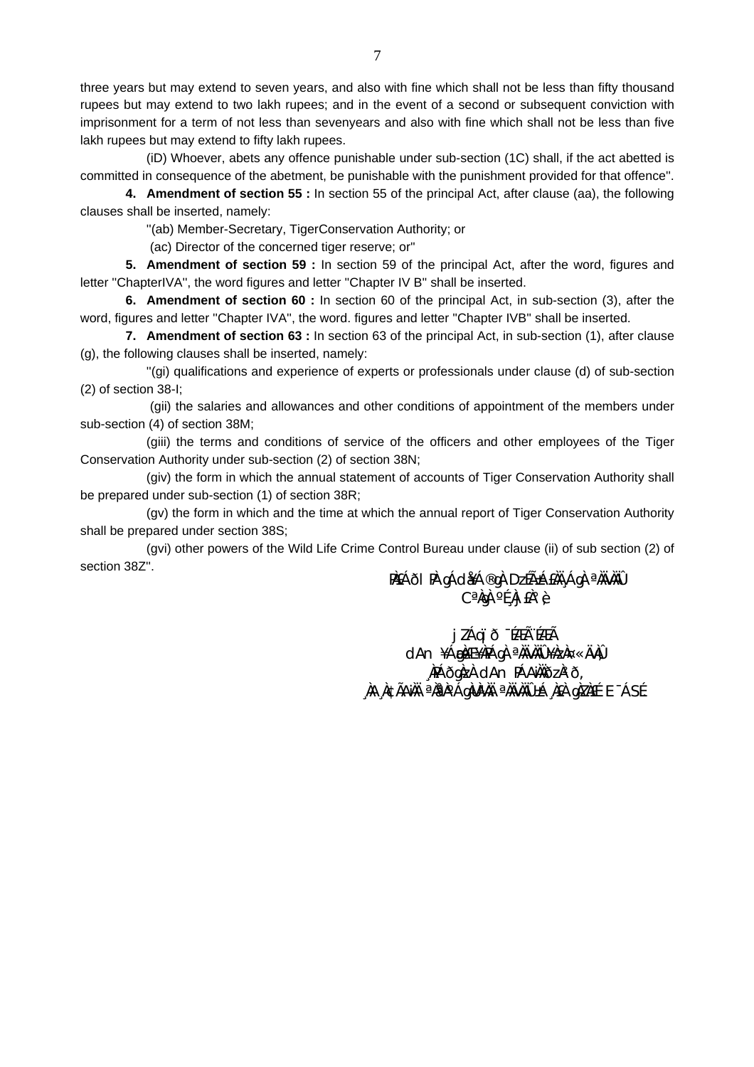three years but may extend to seven years, and also with fine which shall not be less than fifty thousand rupees but may extend to two lakh rupees; and in the event of a second or subsequent conviction with imprisonment for a term of not less than sevenyears and also with fine which shall not be less than five lakh rupees but may extend to fifty lakh rupees.

(iD) Whoever, abets any offence punishable under sub-section (1C) shall, if the act abetted is committed in consequence of the abetment, be punishable with the punishment provided for that offence".

**4. Amendment of section 55 :** In section 55 of the principal Act, after clause (aa), the following clauses shall be inserted, namely:

"(ab) Member-Secretary, TigerConservation Authority; or

(ac) Director of the concerned tiger reserve; or"

**5. Amendment of section 59 :** In section 59 of the principal Act, after the word, figures and letter "ChapterIVA", the word figures and letter "Chapter IV B" shall be inserted.

**6. Amendment of section 60 :** In section 60 of the principal Act, in sub-section (3), after the word, figures and letter "Chapter IVA", the word. figures and letter "Chapter IVB" shall be inserted.

**7. Amendment of section 63 :** In section 63 of the principal Act, in sub-section (1), after clause (g), the following clauses shall be inserted, namely:

"(gi) qualifications and experience of experts or professionals under clause (d) of sub-section (2) of section 38-I;

(gii) the salaries and allowances and other conditions of appointment of the members under sub-section (4) of section 38M;

(giii) the terms and conditions of service of the officers and other employees of the Tiger Conservation Authority under sub-section (2) of section 38N;

(giv) the form in which the annual statement of accounts of Tiger Conservation Authority shall be prepared under sub-section (1) of section 38R;

(gv) the form in which and the time at which the annual report of Tiger Conservation Authority shall be prepared under section 38S;

(gvi) other powers of the Wild Life Crime Control Bureau under clause (ii) of sub section (2) of section 38Z".

PÀ£ÁðlPÀ gÁdå¥Á®gÀ DzÉñÁ£ÀÄ¸ÁgÀ ªÀÄvÀÄÛ
CªÀgÀ ºÉ¸Àj£À°è

j ZÁqï ð ¯ÉÆÃ¨ÉÆÃ
dAn ¥ÁgÀÆ¥ÁgÀgÀ ªÀÄvÀÄÛ¥ÀzÀ«¨ÁzÀ
¸ÀPÁðgÀzÀ dAn PÁAiÀÄðzÀ²ð,
¸ÀA¸À¢ÃAiÀÄ ªÀåªÀºÁgÀUÀ¼ÀÄ ªÀÄvÀÄÛ±Á¸À£À gÀZÀ£É E¯ÁSÉ.